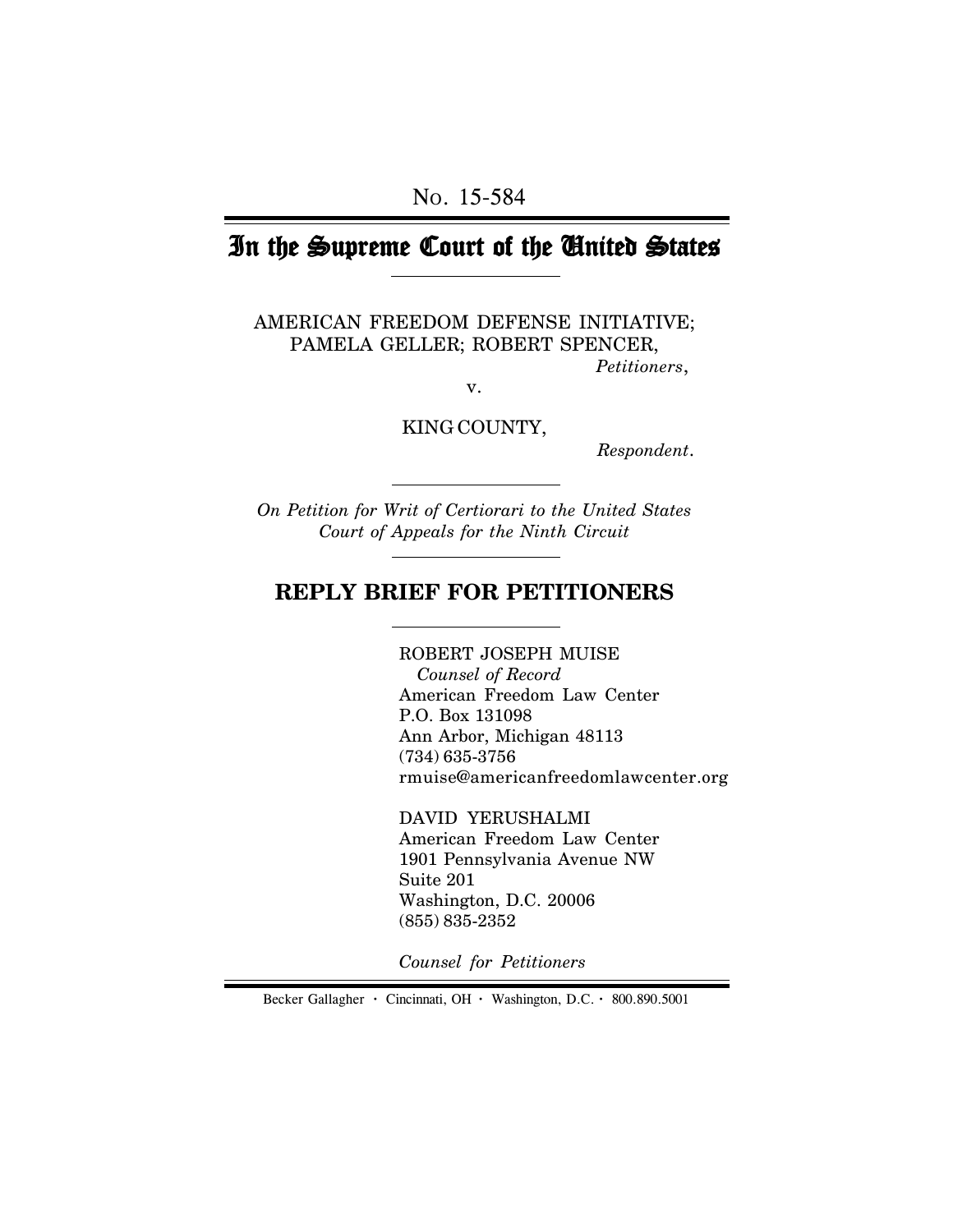No. 15-584

# In the Supreme Court of the United States

AMERICAN FREEDOM DEFENSE INITIATIVE; PAMELA GELLER; ROBERT SPENCER,
*Petitioners*,

v.

KING COUNTY,
*Respondent*.

*On Petition for Writ of Certiorari to the United States Court of Appeals for the Ninth Circuit*

## REPLY BRIEF FOR PETITIONERS

ROBERT JOSEPH MUISE
*Counsel of Record*
American Freedom Law Center
P.O. Box 131098
Ann Arbor, Michigan 48113
(734) 635-3756
rmuise@americanfreedomlawcenter.org

DAVID YERUSHALMI
American Freedom Law Center
1901 Pennsylvania Avenue NW
Suite 201
Washington, D.C. 20006
(855) 835-2352

*Counsel for Petitioners*

Becker Gallagher · Cincinnati, OH · Washington, D.C. · 800.890.5001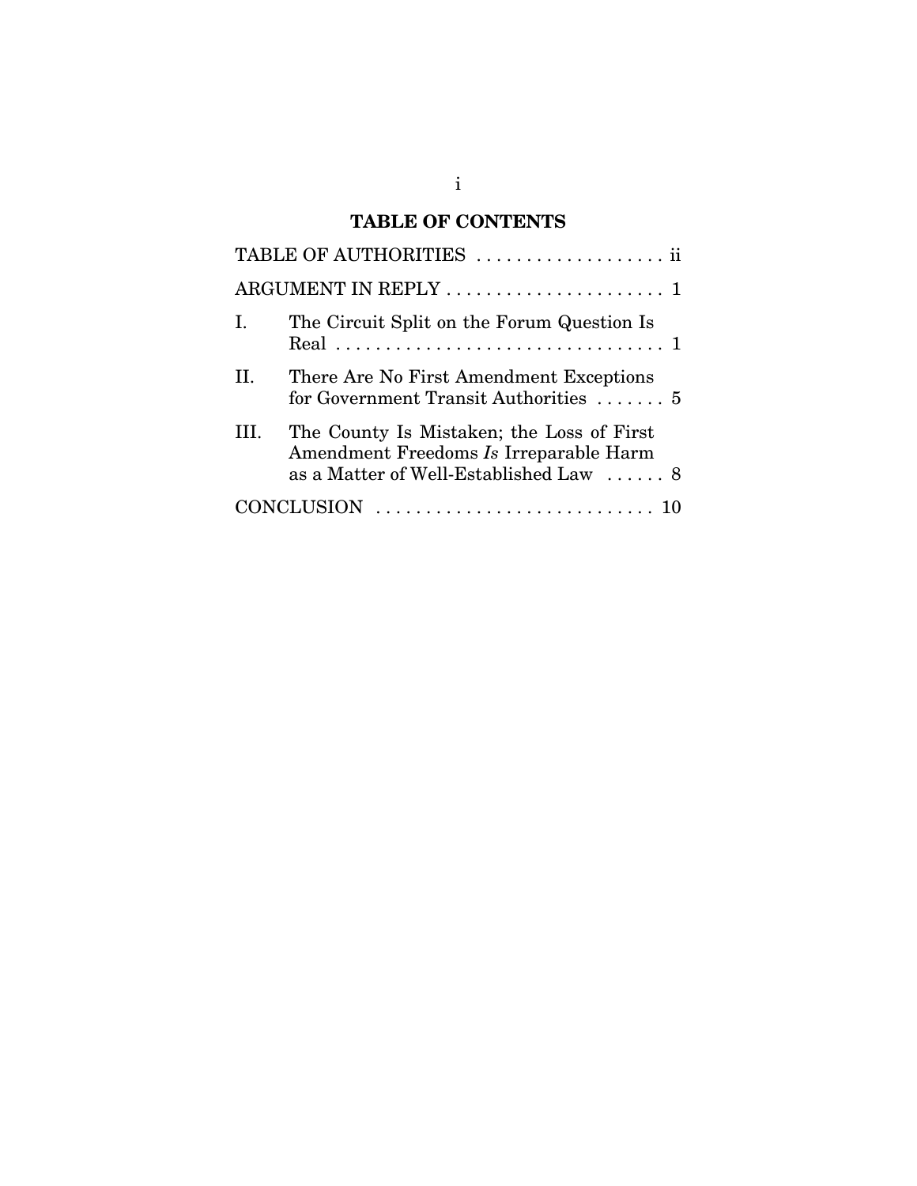## TABLE OF CONTENTS

TABLE OF AUTHORITIES . . . . . . . . . . . . . . . . . . . ii

ARGUMENT IN REPLY . . . . . . . . . . . . . . . . . . . . . . 1

I. The Circuit Split on the Forum Question Is Real . . . . . . . . . . . . . . . . . . . . . . . . . . . . . . . . . 1

II. There Are No First Amendment Exceptions for Government Transit Authorities . . . . . . . 5

III. The County Is Mistaken; the Loss of First Amendment Freedoms *Is* Irreparable Harm as a Matter of Well-Established Law . . . . . . 8

CONCLUSION . . . . . . . . . . . . . . . . . . . . . . . . . . . . 10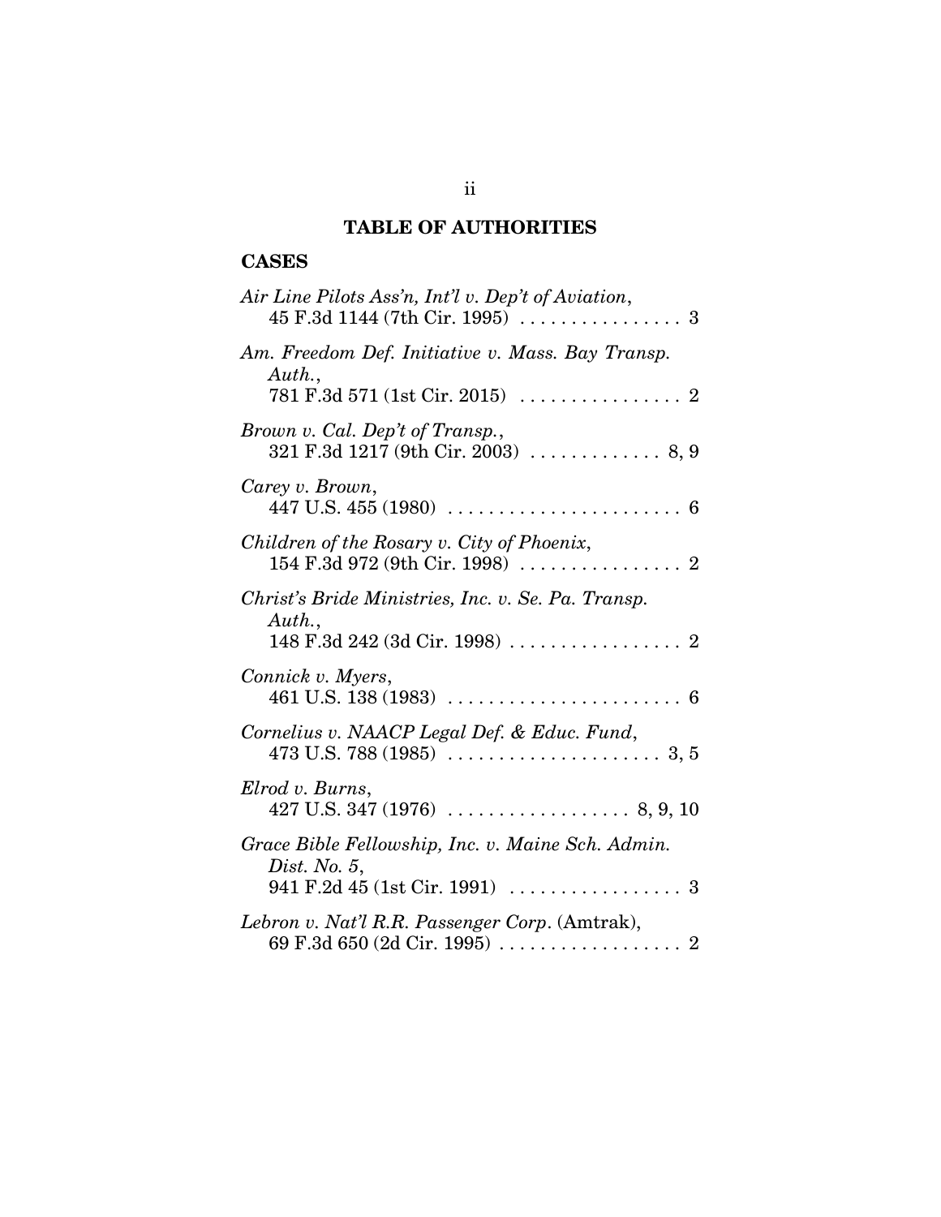## TABLE OF AUTHORITIES

### CASES

*Air Line Pilots Ass'n, Int'l v. Dep't of Aviation*, 45 F.3d 1144 (7th Cir. 1995) . . . . . . . . . . . . . . . . 3

*Am. Freedom Def. Initiative v. Mass. Bay Transp. Auth.*, 781 F.3d 571 (1st Cir. 2015) . . . . . . . . . . . . . . . . 2

*Brown v. Cal. Dep't of Transp.*, 321 F.3d 1217 (9th Cir. 2003) . . . . . . . . . . . . . 8, 9

*Carey v. Brown*, 447 U.S. 455 (1980) . . . . . . . . . . . . . . . . . . . . . . . 6

*Children of the Rosary v. City of Phoenix*, 154 F.3d 972 (9th Cir. 1998) . . . . . . . . . . . . . . . . 2

*Christ's Bride Ministries, Inc. v. Se. Pa. Transp. Auth.*, 148 F.3d 242 (3d Cir. 1998) . . . . . . . . . . . . . . . . . 2

*Connick v. Myers*, 461 U.S. 138 (1983) . . . . . . . . . . . . . . . . . . . . . . . 6

*Cornelius v. NAACP Legal Def. & Educ. Fund*, 473 U.S. 788 (1985) . . . . . . . . . . . . . . . . . . . . . 3, 5

*Elrod v. Burns*, 427 U.S. 347 (1976) . . . . . . . . . . . . . . . . . . 8, 9, 10

*Grace Bible Fellowship, Inc. v. Maine Sch. Admin. Dist. No. 5*, 941 F.2d 45 (1st Cir. 1991) . . . . . . . . . . . . . . . . . 3

*Lebron v. Nat'l R.R. Passenger Corp*. (Amtrak), 69 F.3d 650 (2d Cir. 1995) . . . . . . . . . . . . . . . . . . 2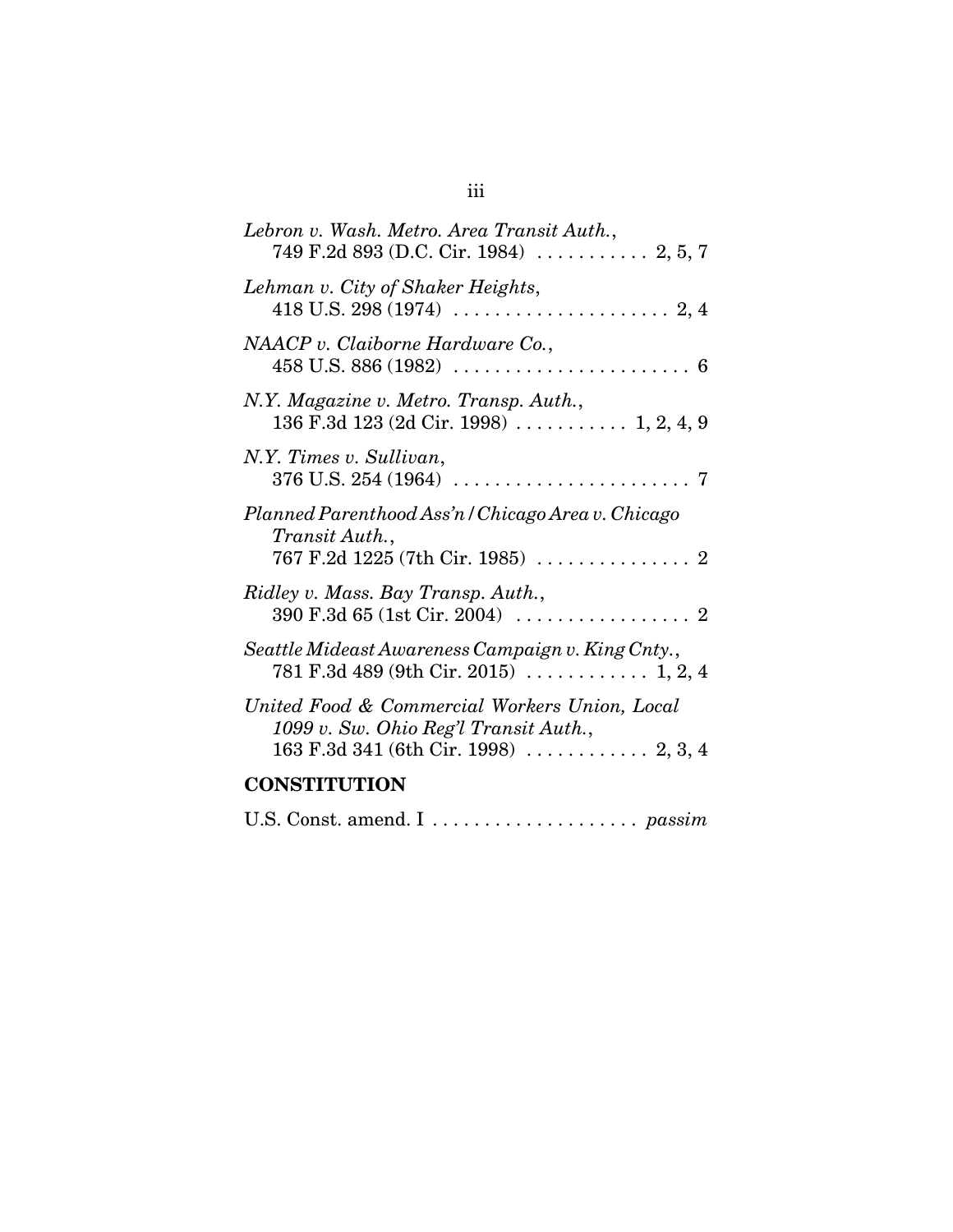*Lebron v. Wash. Metro. Area Transit Auth.*,
749 F.2d 893 (D.C. Cir. 1984) . . . . . . . . . . . 2, 5, 7

*Lehman v. City of Shaker Heights*,
418 U.S. 298 (1974) . . . . . . . . . . . . . . . . . . . . . 2, 4

*NAACP v. Claiborne Hardware Co.*,
458 U.S. 886 (1982) . . . . . . . . . . . . . . . . . . . . . . . 6

*N.Y. Magazine v. Metro. Transp. Auth.*,
136 F.3d 123 (2d Cir. 1998) . . . . . . . . . . . 1, 2, 4, 9

*N.Y. Times v. Sullivan*,
376 U.S. 254 (1964) . . . . . . . . . . . . . . . . . . . . . . . 7

*Planned Parenthood Ass'n / Chicago Area v. Chicago Transit Auth.*,
767 F.2d 1225 (7th Cir. 1985) . . . . . . . . . . . . . . . 2

*Ridley v. Mass. Bay Transp. Auth.*,
390 F.3d 65 (1st Cir. 2004) . . . . . . . . . . . . . . . . . 2

*Seattle Mideast Awareness Campaign v. King Cnty.*,
781 F.3d 489 (9th Cir. 2015) . . . . . . . . . . . . 1, 2, 4

*United Food & Commercial Workers Union, Local 1099 v. Sw. Ohio Reg'l Transit Auth.*,
163 F.3d 341 (6th Cir. 1998) . . . . . . . . . . . . 2, 3, 4

## CONSTITUTION

U.S. Const. amend. I . . . . . . . . . . . . . . . . . . . . *passim*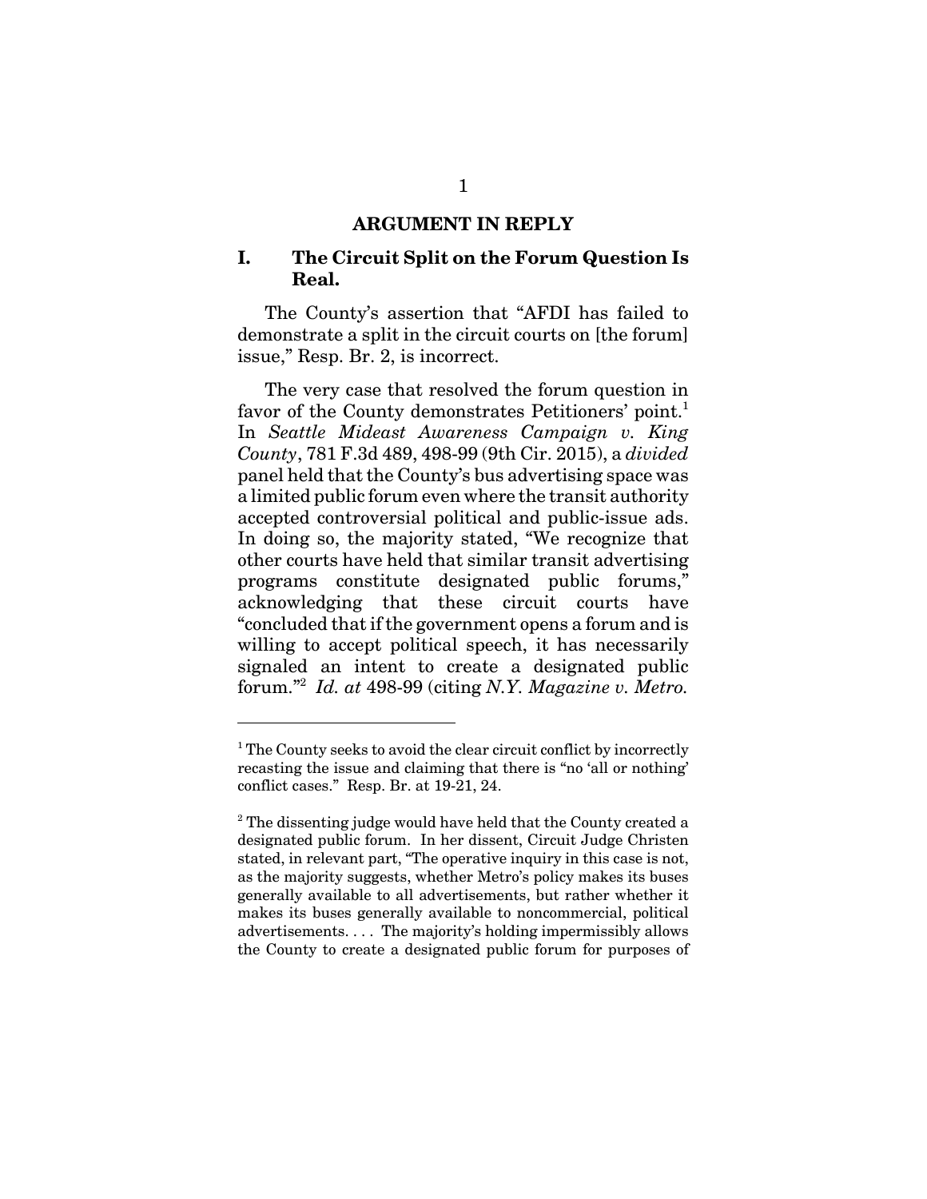## ARGUMENT IN REPLY

### I. The Circuit Split on the Forum Question Is Real.

The County's assertion that "AFDI has failed to demonstrate a split in the circuit courts on [the forum] issue," Resp. Br. 2, is incorrect.

The very case that resolved the forum question in favor of the County demonstrates Petitioners' point.[1] In *Seattle Mideast Awareness Campaign v. King County*, 781 F.3d 489, 498-99 (9th Cir. 2015), a *divided* panel held that the County's bus advertising space was a limited public forum even where the transit authority accepted controversial political and public-issue ads. In doing so, the majority stated, "We recognize that other courts have held that similar transit advertising programs constitute designated public forums," acknowledging that these circuit courts have "concluded that if the government opens a forum and is willing to accept political speech, it has necessarily signaled an intent to create a designated public forum."[2] *Id. at* 498-99 (citing *N.Y. Magazine v. Metro.*

---

[1] The County seeks to avoid the clear circuit conflict by incorrectly recasting the issue and claiming that there is "no 'all or nothing' conflict cases." Resp. Br. at 19-21, 24.

[2] The dissenting judge would have held that the County created a designated public forum. In her dissent, Circuit Judge Christen stated, in relevant part, "The operative inquiry in this case is not, as the majority suggests, whether Metro's policy makes its buses generally available to all advertisements, but rather whether it makes its buses generally available to noncommercial, political advertisements. . . . The majority's holding impermissibly allows the County to create a designated public forum for purposes of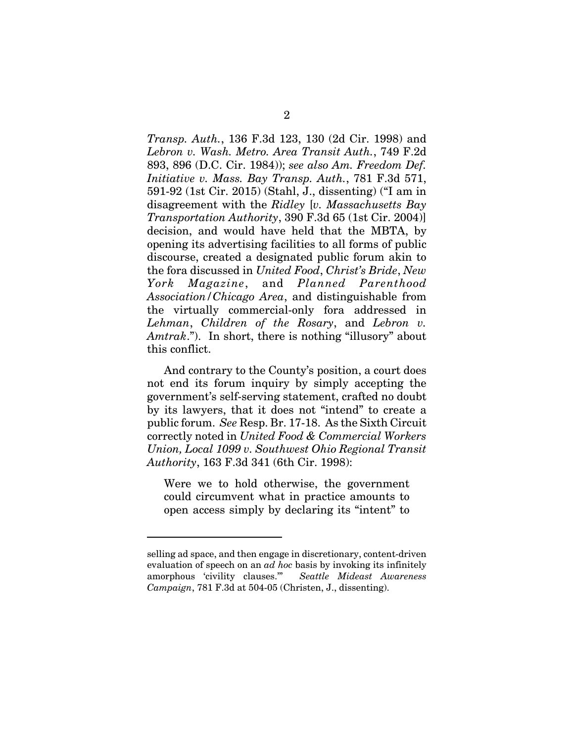*Transp. Auth.*, 136 F.3d 123, 130 (2d Cir. 1998) and *Lebron v. Wash. Metro. Area Transit Auth.*, 749 F.2d 893, 896 (D.C. Cir. 1984)); *see also Am. Freedom Def. Initiative v. Mass. Bay Transp. Auth.*, 781 F.3d 571, 591-92 (1st Cir. 2015) (Stahl, J., dissenting) ("I am in disagreement with the *Ridley* [*v. Massachusetts Bay Transportation Authority*, 390 F.3d 65 (1st Cir. 2004)] decision, and would have held that the MBTA, by opening its advertising facilities to all forms of public discourse, created a designated public forum akin to the fora discussed in *United Food*, *Christ's Bride*, *New York Magazine*, and *Planned Parenthood Association/Chicago Area*, and distinguishable from the virtually commercial-only fora addressed in *Lehman*, *Children of the Rosary*, and *Lebron v. Amtrak*."). In short, there is nothing "illusory" about this conflict.

And contrary to the County's position, a court does not end its forum inquiry by simply accepting the government's self-serving statement, crafted no doubt by its lawyers, that it does not "intend" to create a public forum. *See* Resp. Br. 17-18. As the Sixth Circuit correctly noted in *United Food & Commercial Workers Union, Local 1099 v. Southwest Ohio Regional Transit Authority*, 163 F.3d 341 (6th Cir. 1998):

> Were we to hold otherwise, the government could circumvent what in practice amounts to open access simply by declaring its "intent" to

---

selling ad space, and then engage in discretionary, content-driven evaluation of speech on an *ad hoc* basis by invoking its infinitely amorphous 'civility clauses.'" *Seattle Mideast Awareness Campaign*, 781 F.3d at 504-05 (Christen, J., dissenting).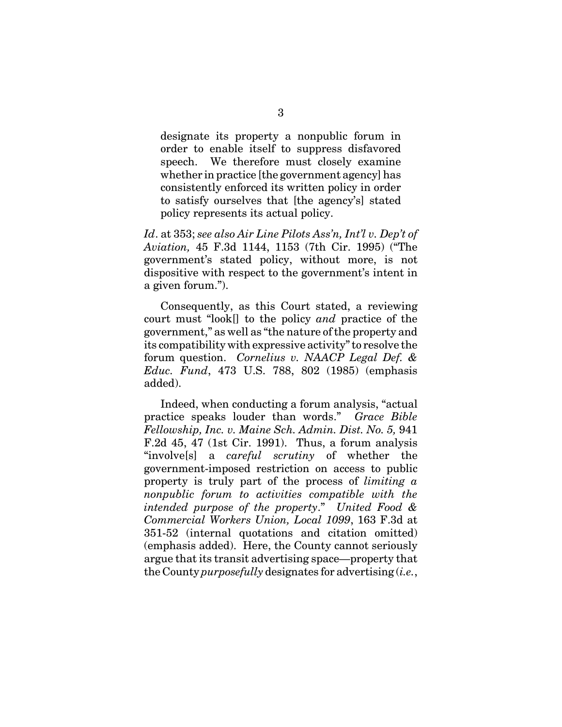> designate its property a nonpublic forum in order to enable itself to suppress disfavored speech. We therefore must closely examine whether in practice [the government agency] has consistently enforced its written policy in order to satisfy ourselves that [the agency's] stated policy represents its actual policy.

*Id*. at 353; *see also Air Line Pilots Ass'n, Int'l v. Dep't of Aviation,* 45 F.3d 1144, 1153 (7th Cir. 1995) ("The government's stated policy, without more, is not dispositive with respect to the government's intent in a given forum.").

Consequently, as this Court stated, a reviewing court must "look[] to the policy *and* practice of the government," as well as "the nature of the property and its compatibility with expressive activity" to resolve the forum question. *Cornelius v. NAACP Legal Def. & Educ. Fund*, 473 U.S. 788, 802 (1985) (emphasis added).

Indeed, when conducting a forum analysis, "actual practice speaks louder than words." *Grace Bible Fellowship, Inc. v. Maine Sch. Admin. Dist. No. 5,* 941 F.2d 45, 47 (1st Cir. 1991). Thus, a forum analysis "involve[s] a *careful scrutiny* of whether the government-imposed restriction on access to public property is truly part of the process of *limiting a nonpublic forum to activities compatible with the intended purpose of the property*." *United Food & Commercial Workers Union, Local 1099*, 163 F.3d at 351-52 (internal quotations and citation omitted) (emphasis added). Here, the County cannot seriously argue that its transit advertising space—property that the County *purposefully* designates for advertising (*i.e.*,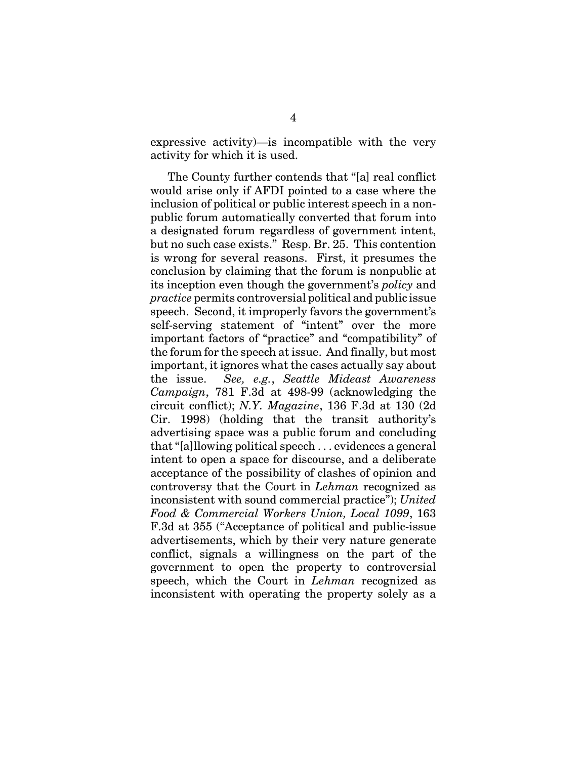expressive activity)—is incompatible with the very activity for which it is used.

The County further contends that "[a] real conflict would arise only if AFDI pointed to a case where the inclusion of political or public interest speech in a non-public forum automatically converted that forum into a designated forum regardless of government intent, but no such case exists." Resp. Br. 25. This contention is wrong for several reasons. First, it presumes the conclusion by claiming that the forum is nonpublic at its inception even though the government's *policy* and *practice* permits controversial political and public issue speech. Second, it improperly favors the government's self-serving statement of "intent" over the more important factors of "practice" and "compatibility" of the forum for the speech at issue. And finally, but most important, it ignores what the cases actually say about the issue. *See, e.g.*, *Seattle Mideast Awareness Campaign*, 781 F.3d at 498-99 (acknowledging the circuit conflict); *N.Y. Magazine*, 136 F.3d at 130 (2d Cir. 1998) (holding that the transit authority's advertising space was a public forum and concluding that "[a]llowing political speech . . . evidences a general intent to open a space for discourse, and a deliberate acceptance of the possibility of clashes of opinion and controversy that the Court in *Lehman* recognized as inconsistent with sound commercial practice"); *United Food & Commercial Workers Union, Local 1099*, 163 F.3d at 355 ("Acceptance of political and public-issue advertisements, which by their very nature generate conflict, signals a willingness on the part of the government to open the property to controversial speech, which the Court in *Lehman* recognized as inconsistent with operating the property solely as a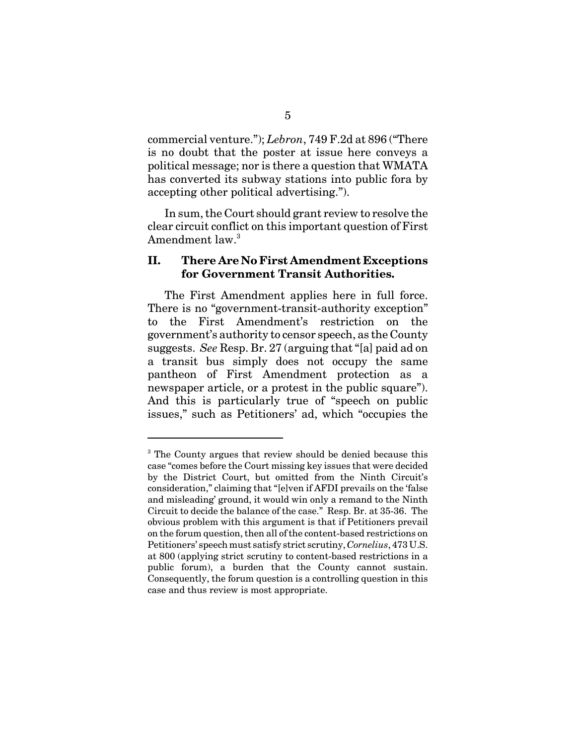commercial venture."); *Lebron*, 749 F.2d at 896 ("There is no doubt that the poster at issue here conveys a political message; nor is there a question that WMATA has converted its subway stations into public fora by accepting other political advertising.").

In sum, the Court should grant review to resolve the clear circuit conflict on this important question of First Amendment law.[3]

## II. There Are No First Amendment Exceptions for Government Transit Authorities.

The First Amendment applies here in full force. There is no "government-transit-authority exception" to the First Amendment's restriction on the government's authority to censor speech, as the County suggests. *See* Resp. Br. 27 (arguing that "[a] paid ad on a transit bus simply does not occupy the same pantheon of First Amendment protection as a newspaper article, or a protest in the public square"). And this is particularly true of "speech on public issues," such as Petitioners' ad, which "occupies the

---

[3] The County argues that review should be denied because this case "comes before the Court missing key issues that were decided by the District Court, but omitted from the Ninth Circuit's consideration," claiming that "[e]ven if AFDI prevails on the 'false and misleading' ground, it would win only a remand to the Ninth Circuit to decide the balance of the case." Resp. Br. at 35-36. The obvious problem with this argument is that if Petitioners prevail on the forum question, then all of the content-based restrictions on Petitioners' speech must satisfy strict scrutiny, *Cornelius*, 473 U.S. at 800 (applying strict scrutiny to content-based restrictions in a public forum), a burden that the County cannot sustain. Consequently, the forum question is a controlling question in this case and thus review is most appropriate.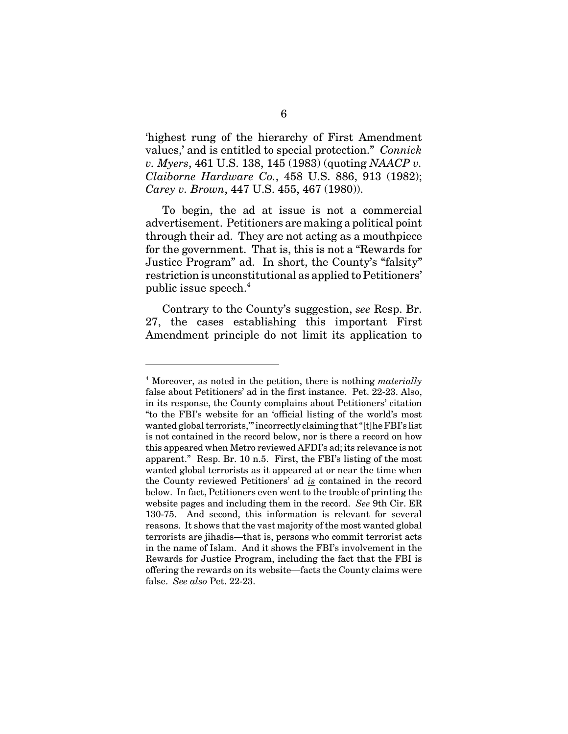'highest rung of the hierarchy of First Amendment values,' and is entitled to special protection." *Connick v. Myers*, 461 U.S. 138, 145 (1983) (quoting *NAACP v. Claiborne Hardware Co.*, 458 U.S. 886, 913 (1982); *Carey v. Brown*, 447 U.S. 455, 467 (1980)).

To begin, the ad at issue is not a commercial advertisement. Petitioners are making a political point through their ad. They are not acting as a mouthpiece for the government. That is, this is not a "Rewards for Justice Program" ad. In short, the County's "falsity" restriction is unconstitutional as applied to Petitioners' public issue speech.[4]

Contrary to the County's suggestion, *see* Resp. Br. 27, the cases establishing this important First Amendment principle do not limit its application to

---

[4] Moreover, as noted in the petition, there is nothing *materially* false about Petitioners' ad in the first instance. Pet. 22-23. Also, in its response, the County complains about Petitioners' citation "to the FBI's website for an 'official listing of the world's most wanted global terrorists,'" incorrectly claiming that "[t]he FBI's list is not contained in the record below, nor is there a record on how this appeared when Metro reviewed AFDI's ad; its relevance is not apparent." Resp. Br. 10 n.5. First, the FBI's listing of the most wanted global terrorists as it appeared at or near the time when the County reviewed Petitioners' ad <u>*is*</u> contained in the record below. In fact, Petitioners even went to the trouble of printing the website pages and including them in the record. *See* 9th Cir. ER 130-75. And second, this information is relevant for several reasons. It shows that the vast majority of the most wanted global terrorists are jihadis—that is, persons who commit terrorist acts in the name of Islam. And it shows the FBI's involvement in the Rewards for Justice Program, including the fact that the FBI is offering the rewards on its website—facts the County claims were false. *See also* Pet. 22-23.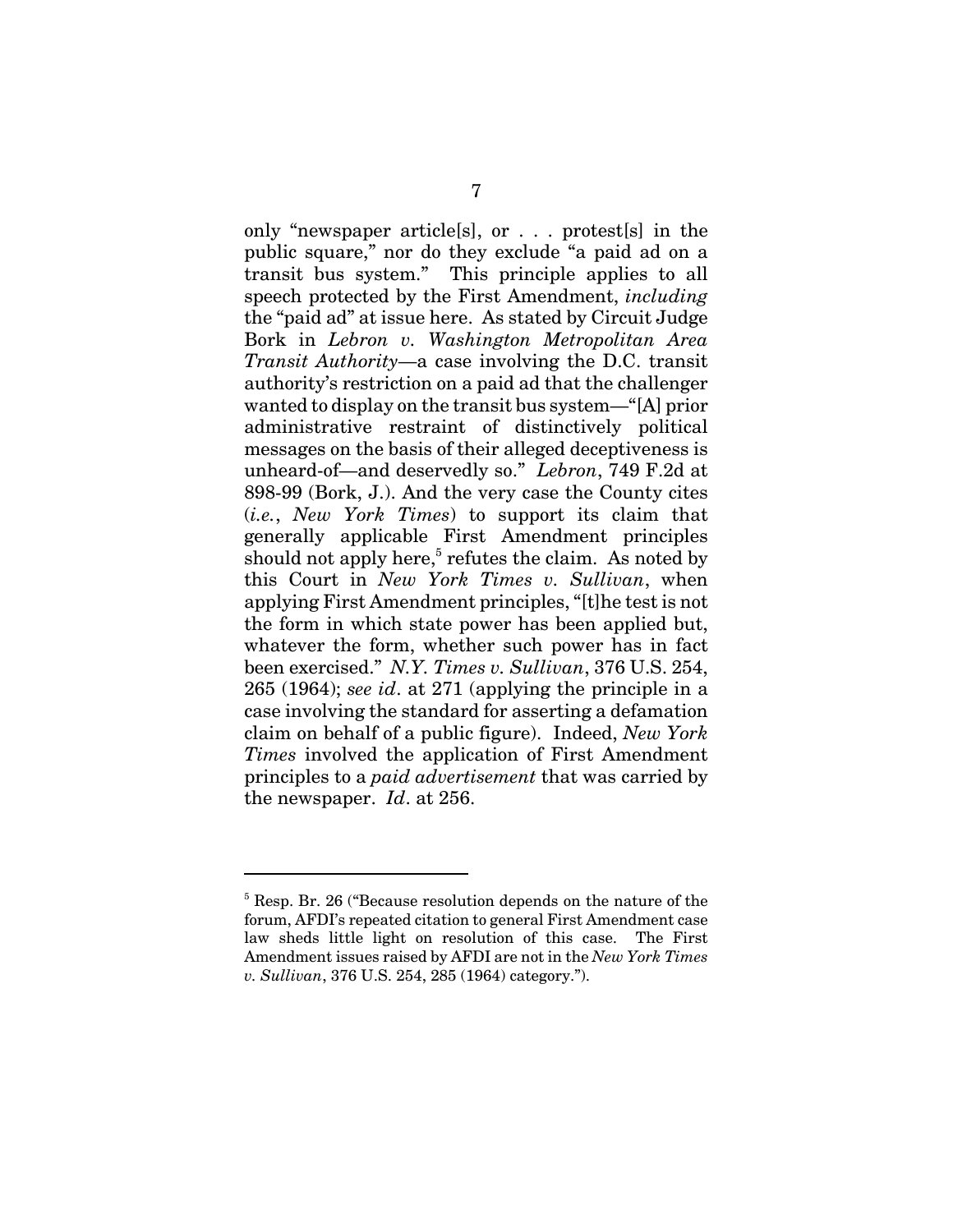only "newspaper article[s], or . . . protest[s] in the public square," nor do they exclude "a paid ad on a transit bus system." This principle applies to all speech protected by the First Amendment, *including* the "paid ad" at issue here. As stated by Circuit Judge Bork in *Lebron v. Washington Metropolitan Area Transit Authority*—a case involving the D.C. transit authority's restriction on a paid ad that the challenger wanted to display on the transit bus system—"[A] prior administrative restraint of distinctively political messages on the basis of their alleged deceptiveness is unheard-of—and deservedly so." *Lebron*, 749 F.2d at 898-99 (Bork, J.). And the very case the County cites (*i.e.*, *New York Times*) to support its claim that generally applicable First Amendment principles should not apply here,[5] refutes the claim. As noted by this Court in *New York Times v. Sullivan*, when applying First Amendment principles, "[t]he test is not the form in which state power has been applied but, whatever the form, whether such power has in fact been exercised." *N.Y. Times v. Sullivan*, 376 U.S. 254, 265 (1964); *see id*. at 271 (applying the principle in a case involving the standard for asserting a defamation claim on behalf of a public figure). Indeed, *New York Times* involved the application of First Amendment principles to a *paid advertisement* that was carried by the newspaper. *Id*. at 256.

---

[5] Resp. Br. 26 ("Because resolution depends on the nature of the forum, AFDI's repeated citation to general First Amendment case law sheds little light on resolution of this case. The First Amendment issues raised by AFDI are not in the *New York Times v. Sullivan*, 376 U.S. 254, 285 (1964) category.").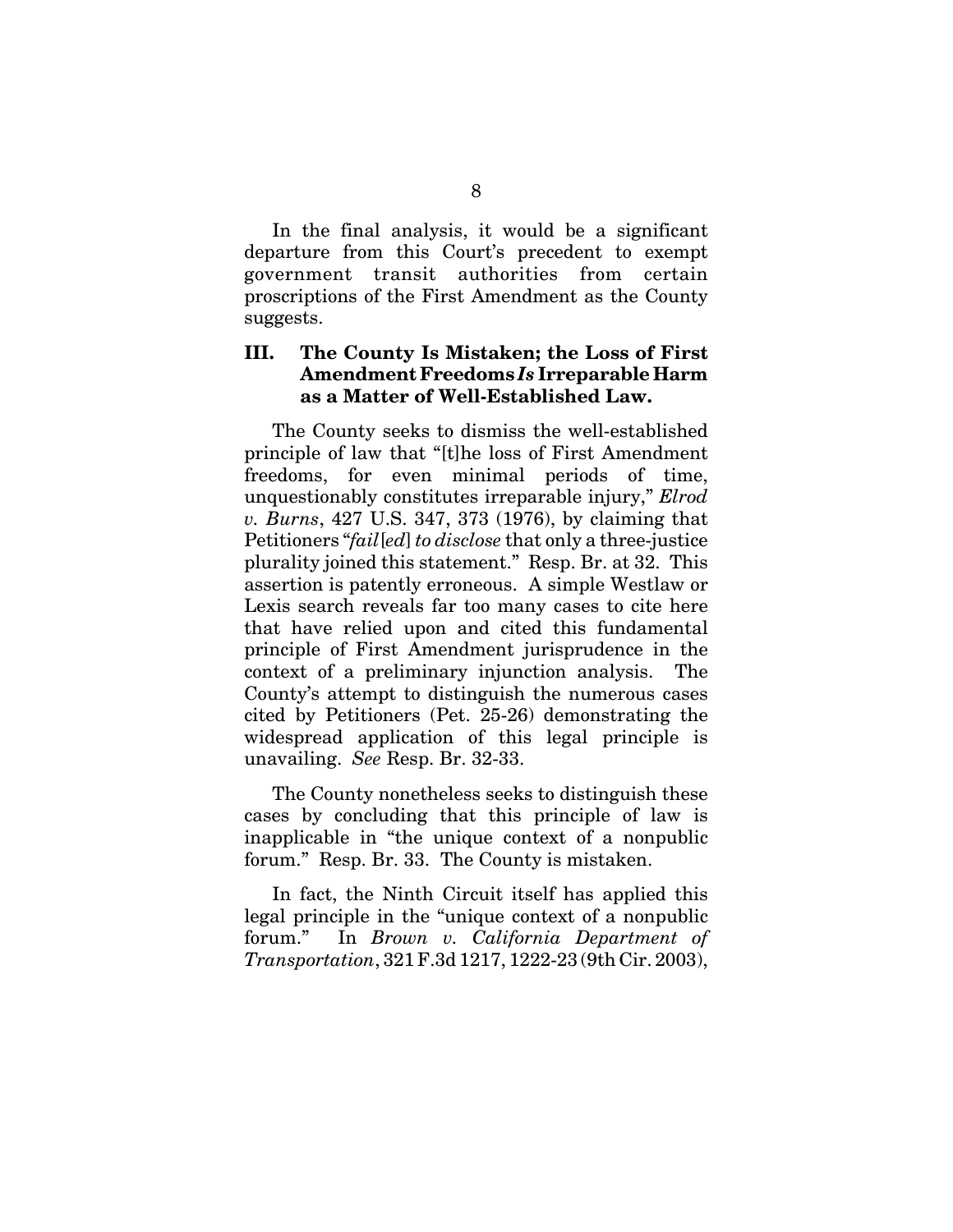In the final analysis, it would be a significant departure from this Court's precedent to exempt government transit authorities from certain proscriptions of the First Amendment as the County suggests.

### III. The County Is Mistaken; the Loss of First Amendment Freedoms *Is* Irreparable Harm as a Matter of Well-Established Law.

The County seeks to dismiss the well-established principle of law that "[t]he loss of First Amendment freedoms, for even minimal periods of time, unquestionably constitutes irreparable injury," *Elrod v. Burns*, 427 U.S. 347, 373 (1976), by claiming that Petitioners "*fail[ed] to disclose* that only a three-justice plurality joined this statement." Resp. Br. at 32. This assertion is patently erroneous. A simple Westlaw or Lexis search reveals far too many cases to cite here that have relied upon and cited this fundamental principle of First Amendment jurisprudence in the context of a preliminary injunction analysis. The County's attempt to distinguish the numerous cases cited by Petitioners (Pet. 25-26) demonstrating the widespread application of this legal principle is unavailing. *See* Resp. Br. 32-33.

The County nonetheless seeks to distinguish these cases by concluding that this principle of law is inapplicable in "the unique context of a nonpublic forum." Resp. Br. 33. The County is mistaken.

In fact, the Ninth Circuit itself has applied this legal principle in the "unique context of a nonpublic forum." In *Brown v. California Department of Transportation*, 321 F.3d 1217, 1222-23 (9th Cir. 2003),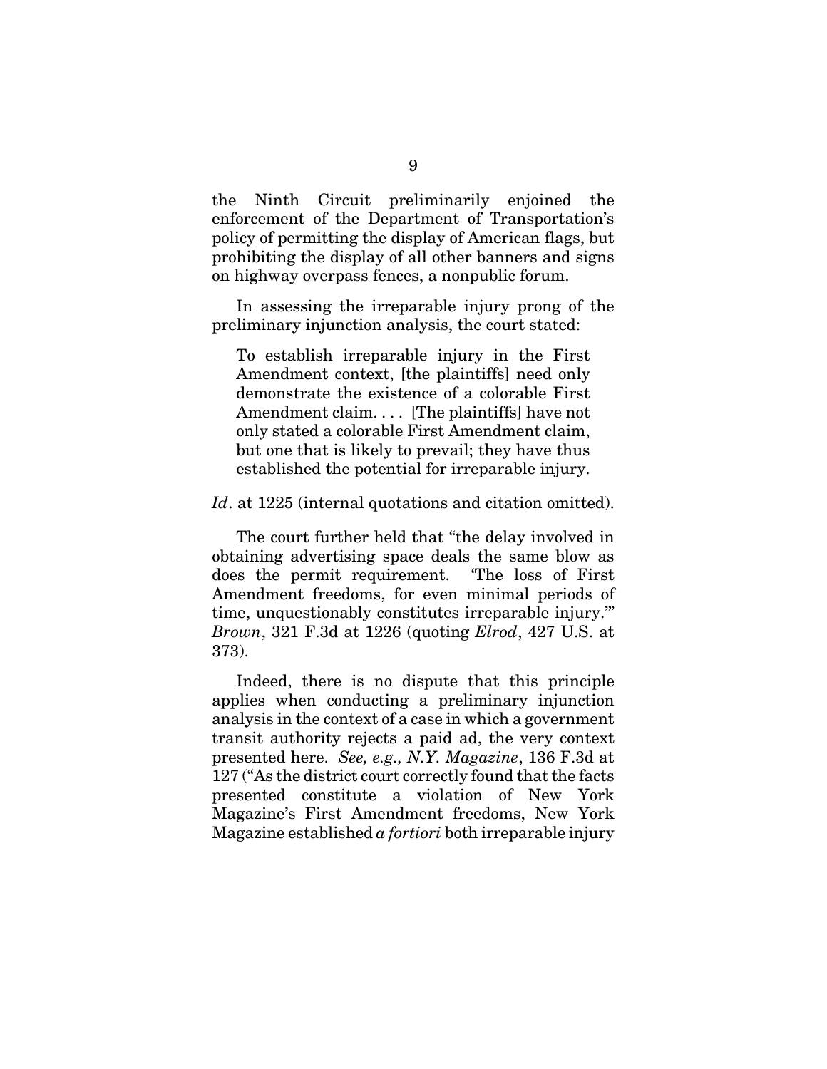the Ninth Circuit preliminarily enjoined the enforcement of the Department of Transportation's policy of permitting the display of American flags, but prohibiting the display of all other banners and signs on highway overpass fences, a nonpublic forum.

In assessing the irreparable injury prong of the preliminary injunction analysis, the court stated:

> To establish irreparable injury in the First Amendment context, [the plaintiffs] need only demonstrate the existence of a colorable First Amendment claim. . . . [The plaintiffs] have not only stated a colorable First Amendment claim, but one that is likely to prevail; they have thus established the potential for irreparable injury.

*Id*. at 1225 (internal quotations and citation omitted).

The court further held that "the delay involved in obtaining advertising space deals the same blow as does the permit requirement. 'The loss of First Amendment freedoms, for even minimal periods of time, unquestionably constitutes irreparable injury.'" *Brown*, 321 F.3d at 1226 (quoting *Elrod*, 427 U.S. at 373).

Indeed, there is no dispute that this principle applies when conducting a preliminary injunction analysis in the context of a case in which a government transit authority rejects a paid ad, the very context presented here. *See, e.g., N.Y. Magazine*, 136 F.3d at 127 ("As the district court correctly found that the facts presented constitute a violation of New York Magazine's First Amendment freedoms, New York Magazine established *a fortiori* both irreparable injury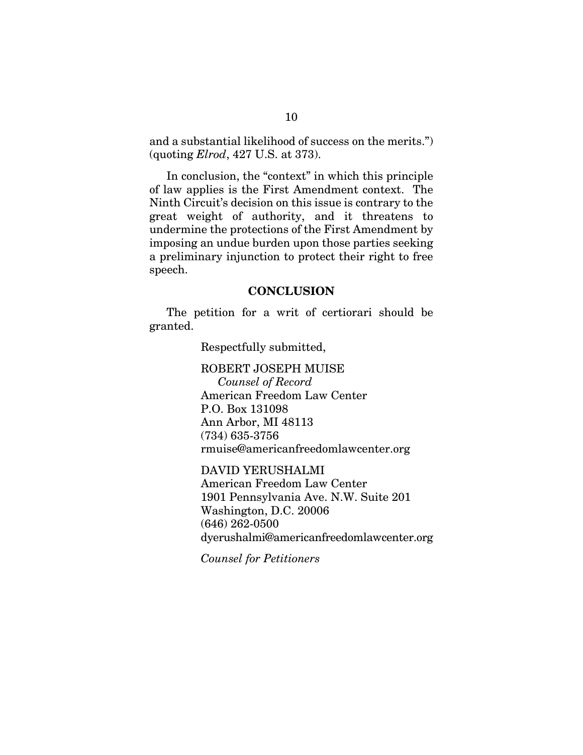and a substantial likelihood of success on the merits.") (quoting *Elrod*, 427 U.S. at 373).

In conclusion, the "context" in which this principle of law applies is the First Amendment context. The Ninth Circuit's decision on this issue is contrary to the great weight of authority, and it threatens to undermine the protections of the First Amendment by imposing an undue burden upon those parties seeking a preliminary injunction to protect their right to free speech.

## CONCLUSION

The petition for a writ of certiorari should be granted.

Respectfully submitted,

ROBERT JOSEPH MUISE
*Counsel of Record*
American Freedom Law Center
P.O. Box 131098
Ann Arbor, MI 48113
(734) 635-3756
rmuise@americanfreedomlawcenter.org

DAVID YERUSHALMI
American Freedom Law Center
1901 Pennsylvania Ave. N.W. Suite 201
Washington, D.C. 20006
(646) 262-0500
dyerushalmi@americanfreedomlawcenter.org

*Counsel for Petitioners*